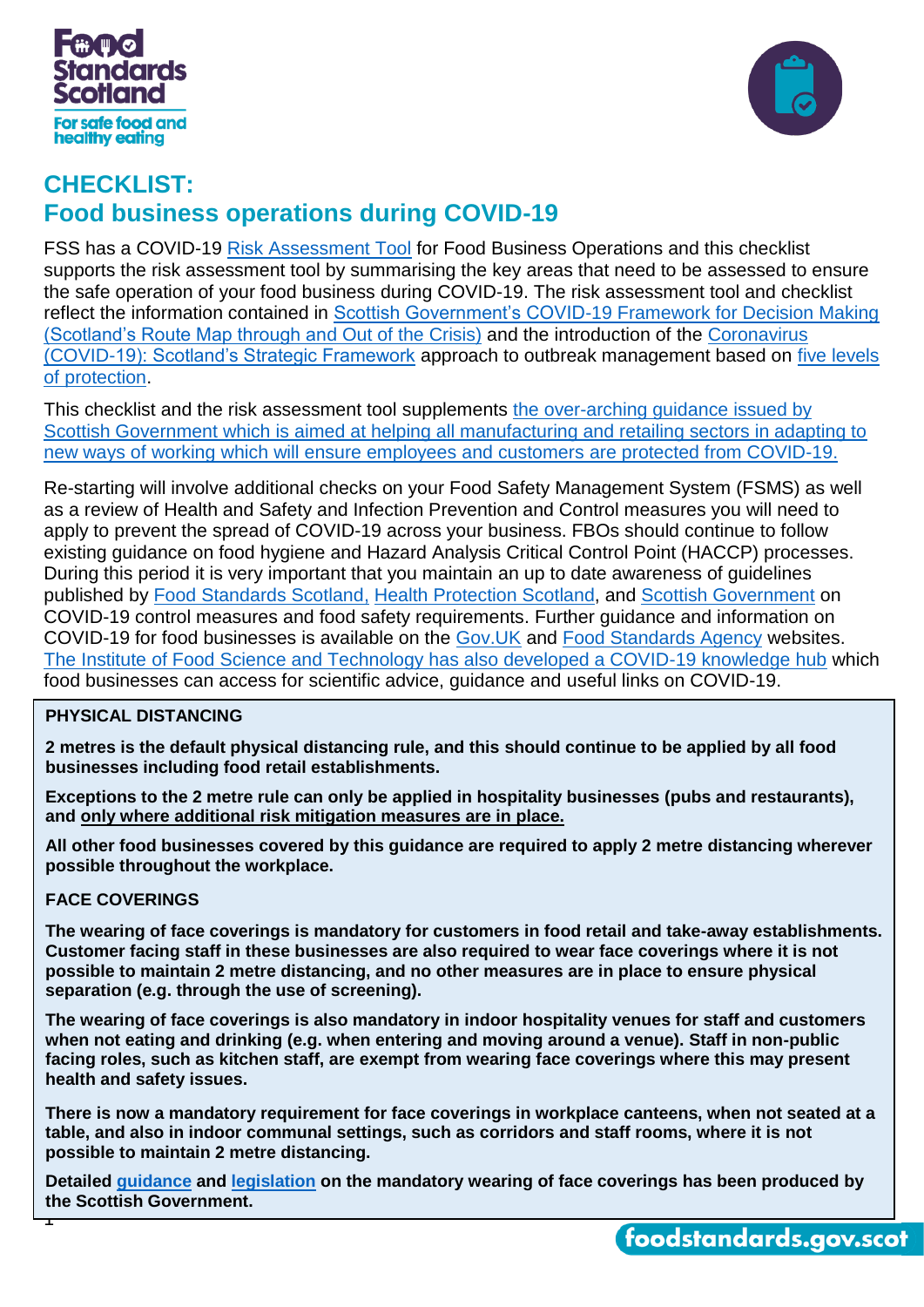# CHECKLIST:
# Food business operations during COVID-19

FSS has a COVID-19 Risk Assessment Tool for Food Business Operations and this checklist supports the risk assessment tool by summarising the key areas that need to be assessed to ensure the safe operation of your food business during COVID-19. The risk assessment tool and checklist reflect the information contained in Scottish Government's COVID-19 Framework for Decision Making (Scotland's Route Map through and Out of the Crisis) and the introduction of the Coronavirus (COVID-19): Scotland's Strategic Framework approach to outbreak management based on five levels of protection.

This checklist and the risk assessment tool supplements the over-arching guidance issued by Scottish Government which is aimed at helping all manufacturing and retailing sectors in adapting to new ways of working which will ensure employees and customers are protected from COVID-19.

Re-starting will involve additional checks on your Food Safety Management System (FSMS) as well as a review of Health and Safety and Infection Prevention and Control measures you will need to apply to prevent the spread of COVID-19 across your business. FBOs should continue to follow existing guidance on food hygiene and Hazard Analysis Critical Control Point (HACCP) processes. During this period it is very important that you maintain an up to date awareness of guidelines published by Food Standards Scotland, Health Protection Scotland, and Scottish Government on COVID-19 control measures and food safety requirements. Further guidance and information on COVID-19 for food businesses is available on the Gov.UK and Food Standards Agency websites. The Institute of Food Science and Technology has also developed a COVID-19 knowledge hub which food businesses can access for scientific advice, guidance and useful links on COVID-19.

**PHYSICAL DISTANCING**

**2 metres is the default physical distancing rule, and this should continue to be applied by all food businesses including food retail establishments.**

**Exceptions to the 2 metre rule can only be applied in hospitality businesses (pubs and restaurants), and only where additional risk mitigation measures are in place.**

**All other food businesses covered by this guidance are required to apply 2 metre distancing wherever possible throughout the workplace.**

**FACE COVERINGS**

**The wearing of face coverings is mandatory for customers in food retail and take-away establishments. Customer facing staff in these businesses are also required to wear face coverings where it is not possible to maintain 2 metre distancing, and no other measures are in place to ensure physical separation (e.g. through the use of screening).**

**The wearing of face coverings is also mandatory in indoor hospitality venues for staff and customers when not eating and drinking (e.g. when entering and moving around a venue). Staff in non-public facing roles, such as kitchen staff, are exempt from wearing face coverings where this may present health and safety issues.**

**There is now a mandatory requirement for face coverings in workplace canteens, when not seated at a table, and also in indoor communal settings, such as corridors and staff rooms, where it is not possible to maintain 2 metre distancing.**

**Detailed guidance and legislation on the mandatory wearing of face coverings has been produced by the Scottish Government.**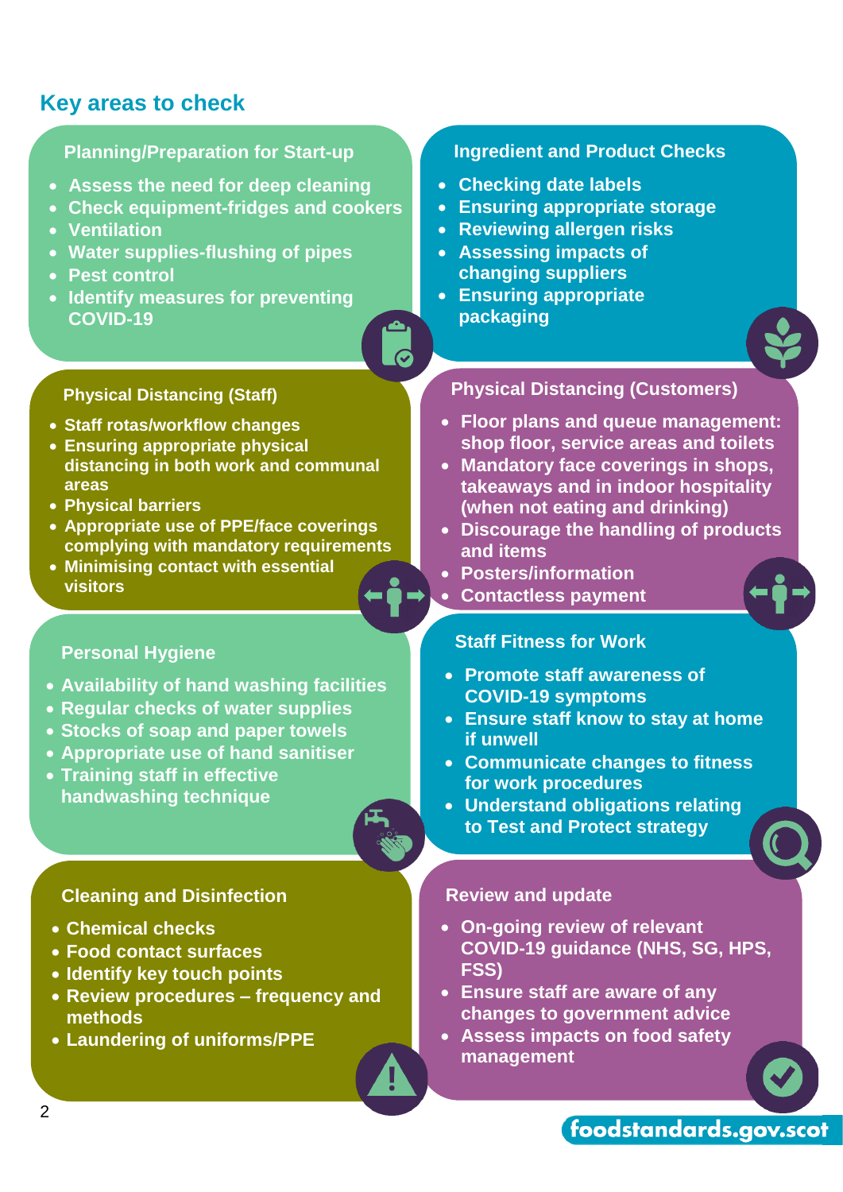## Key areas to check

### Planning/Preparation for Start-up

- Assess the need for deep cleaning
- Check equipment-fridges and cookers
- Ventilation
- Water supplies-flushing of pipes
- Pest control
- Identify measures for preventing COVID-19

### Ingredient and Product Checks

- Checking date labels
- Ensuring appropriate storage
- Reviewing allergen risks
- Assessing impacts of changing suppliers
- Ensuring appropriate packaging

### Physical Distancing (Staff)

- Staff rotas/workflow changes
- Ensuring appropriate physical distancing in both work and communal areas
- Physical barriers
- Appropriate use of PPE/face coverings complying with mandatory requirements
- Minimising contact with essential visitors

### Physical Distancing (Customers)

- Floor plans and queue management: shop floor, service areas and toilets
- Mandatory face coverings in shops, takeaways and in indoor hospitality (when not eating and drinking)
- Discourage the handling of products and items
- Posters/information
- Contactless payment

### Personal Hygiene

- Availability of hand washing facilities
- Regular checks of water supplies
- Stocks of soap and paper towels
- Appropriate use of hand sanitiser
- Training staff in effective handwashing technique

### Staff Fitness for Work

- Promote staff awareness of COVID-19 symptoms
- Ensure staff know to stay at home if unwell
- Communicate changes to fitness for work procedures
- Understand obligations relating to Test and Protect strategy

### Cleaning and Disinfection

- Chemical checks
- Food contact surfaces
- Identify key touch points
- Review procedures – frequency and methods
- Laundering of uniforms/PPE

### Review and update

- On-going review of relevant COVID-19 guidance (NHS, SG, HPS, FSS)
- Ensure staff are aware of any changes to government advice
- Assess impacts on food safety management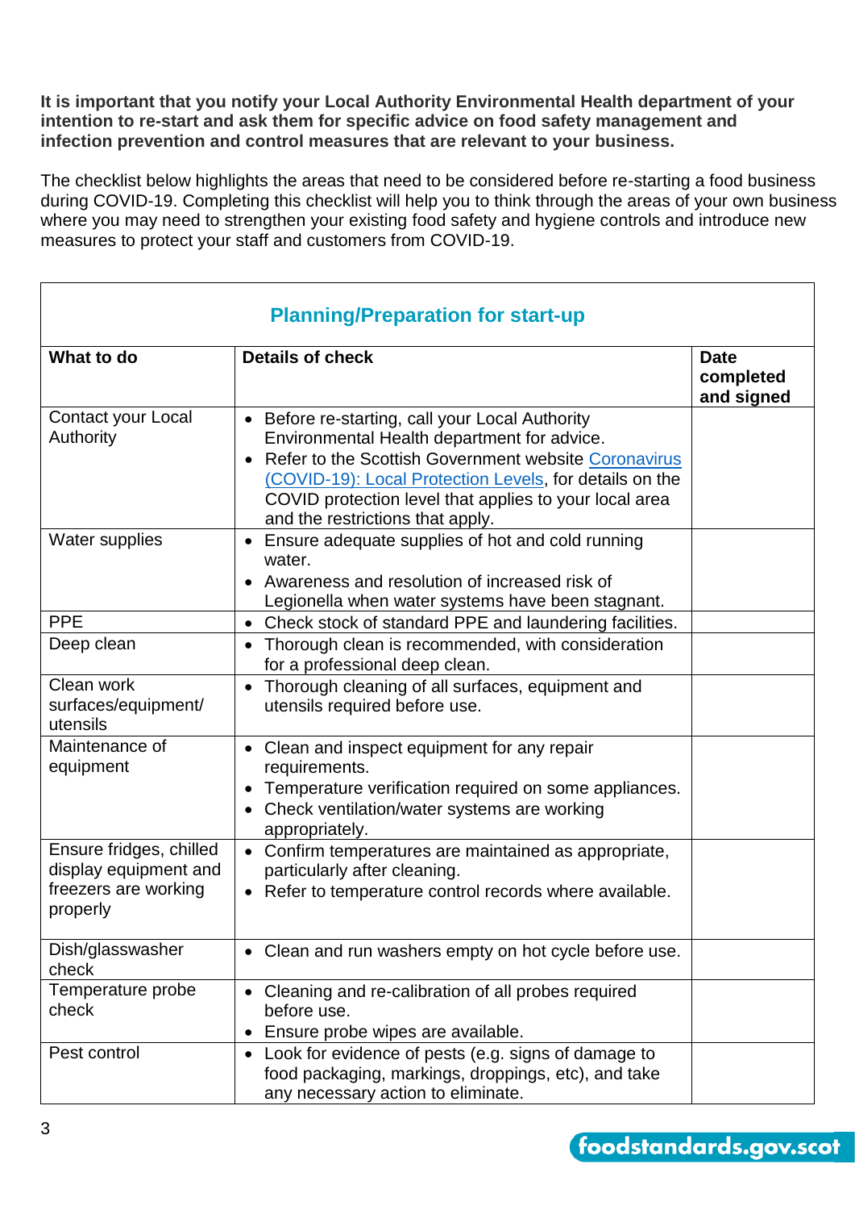**It is important that you notify your Local Authority Environmental Health department of your intention to re-start and ask them for specific advice on food safety management and infection prevention and control measures that are relevant to your business.**

The checklist below highlights the areas that need to be considered before re-starting a food business during COVID-19. Completing this checklist will help you to think through the areas of your own business where you may need to strengthen your existing food safety and hygiene controls and introduce new measures to protect your staff and customers from COVID-19.

## Planning/Preparation for start-up

| What to do | Details of check | Date completed and signed |
|---|---|---|
| Contact your Local Authority | • Before re-starting, call your Local Authority Environmental Health department for advice.<br>• Refer to the Scottish Government website [Coronavirus (COVID-19): Local Protection Levels](), for details on the COVID protection level that applies to your local area and the restrictions that apply. | |
| Water supplies | • Ensure adequate supplies of hot and cold running water.<br>• Awareness and resolution of increased risk of Legionella when water systems have been stagnant. | |
| PPE | • Check stock of standard PPE and laundering facilities. | |
| Deep clean | • Thorough clean is recommended, with consideration for a professional deep clean. | |
| Clean work surfaces/equipment/ utensils | • Thorough cleaning of all surfaces, equipment and utensils required before use. | |
| Maintenance of equipment | • Clean and inspect equipment for any repair requirements.<br>• Temperature verification required on some appliances.<br>• Check ventilation/water systems are working appropriately. | |
| Ensure fridges, chilled display equipment and freezers are working properly | • Confirm temperatures are maintained as appropriate, particularly after cleaning.<br>• Refer to temperature control records where available. | |
| Dish/glasswasher check | • Clean and run washers empty on hot cycle before use. | |
| Temperature probe check | • Cleaning and re-calibration of all probes required before use.<br>• Ensure probe wipes are available. | |
| Pest control | • Look for evidence of pests (e.g. signs of damage to food packaging, markings, droppings, etc), and take any necessary action to eliminate. | |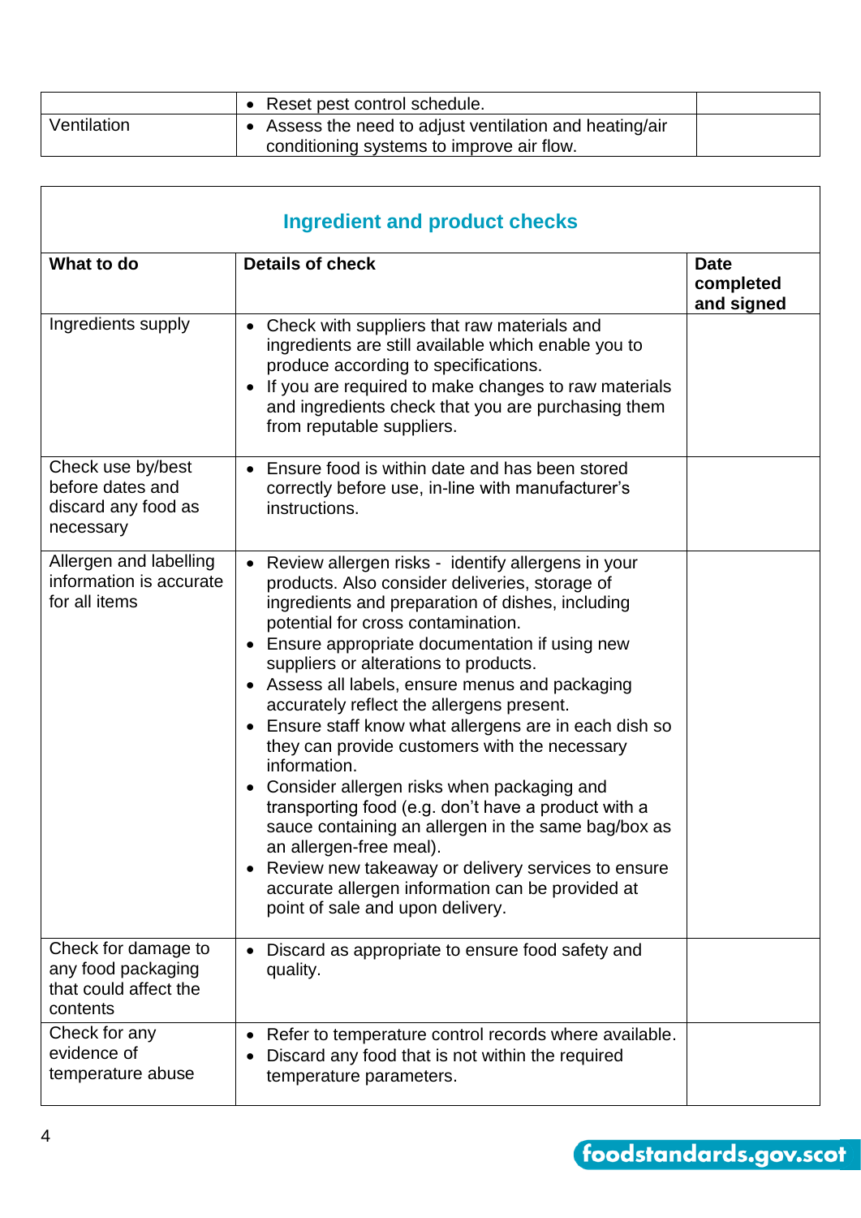| | | |
|---|---|---|
| | • Reset pest control schedule. | |
| Ventilation | • Assess the need to adjust ventilation and heating/air conditioning systems to improve air flow. | |

## Ingredient and product checks

| What to do | Details of check | Date completed and signed |
|---|---|---|
| Ingredients supply | • Check with suppliers that raw materials and ingredients are still available which enable you to produce according to specifications.<br>• If you are required to make changes to raw materials and ingredients check that you are purchasing them from reputable suppliers. | |
| Check use by/best before dates and discard any food as necessary | • Ensure food is within date and has been stored correctly before use, in-line with manufacturer's instructions. | |
| Allergen and labelling information is accurate for all items | • Review allergen risks - identify allergens in your products. Also consider deliveries, storage of ingredients and preparation of dishes, including potential for cross contamination.<br>• Ensure appropriate documentation if using new suppliers or alterations to products.<br>• Assess all labels, ensure menus and packaging accurately reflect the allergens present.<br>• Ensure staff know what allergens are in each dish so they can provide customers with the necessary information.<br>• Consider allergen risks when packaging and transporting food (e.g. don't have a product with a sauce containing an allergen in the same bag/box as an allergen-free meal).<br>• Review new takeaway or delivery services to ensure accurate allergen information can be provided at point of sale and upon delivery. | |
| Check for damage to any food packaging that could affect the contents | • Discard as appropriate to ensure food safety and quality. | |
| Check for any evidence of temperature abuse | • Refer to temperature control records where available.<br>• Discard any food that is not within the required temperature parameters. | |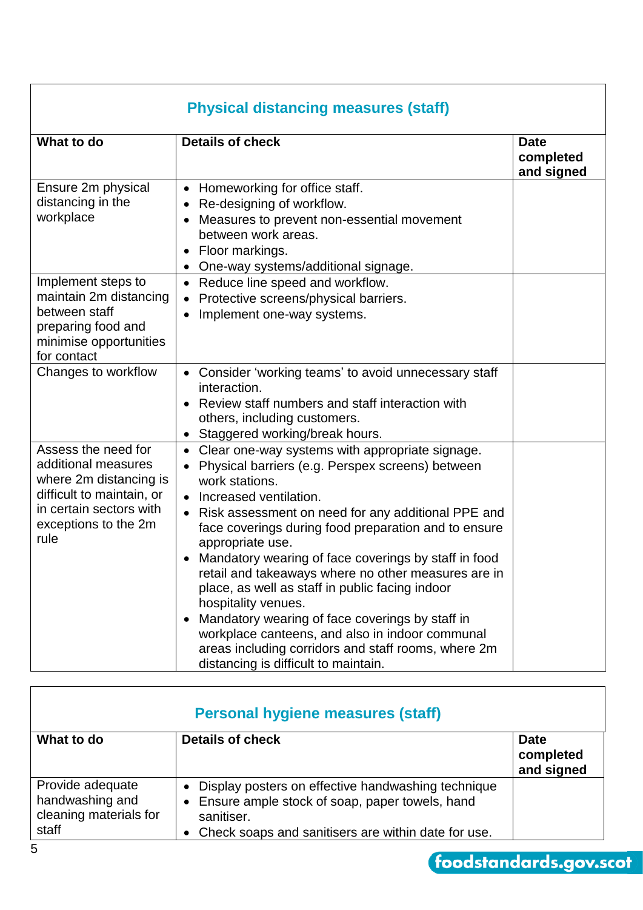## Physical distancing measures (staff)

| What to do | Details of check | Date completed and signed |
| --- | --- | --- |
| Ensure 2m physical distancing in the workplace | • Homeworking for office staff.<br>• Re-designing of workflow.<br>• Measures to prevent non-essential movement between work areas.<br>• Floor markings.<br>• One-way systems/additional signage. | |
| Implement steps to maintain 2m distancing between staff preparing food and minimise opportunities for contact | • Reduce line speed and workflow.<br>• Protective screens/physical barriers.<br>• Implement one-way systems. | |
| Changes to workflow | • Consider 'working teams' to avoid unnecessary staff interaction.<br>• Review staff numbers and staff interaction with others, including customers.<br>• Staggered working/break hours. | |
| Assess the need for additional measures where 2m distancing is difficult to maintain, or in certain sectors with exceptions to the 2m rule | • Clear one-way systems with appropriate signage.<br>• Physical barriers (e.g. Perspex screens) between work stations.<br>• Increased ventilation.<br>• Risk assessment on need for any additional PPE and face coverings during food preparation and to ensure appropriate use.<br>• Mandatory wearing of face coverings by staff in food retail and takeaways where no other measures are in place, as well as staff in public facing indoor hospitality venues.<br>• Mandatory wearing of face coverings by staff in workplace canteens, and also in indoor communal areas including corridors and staff rooms, where 2m distancing is difficult to maintain. | |

## Personal hygiene measures (staff)

| What to do | Details of check | Date completed and signed |
| --- | --- | --- |
| Provide adequate handwashing and cleaning materials for staff | • Display posters on effective handwashing technique<br>• Ensure ample stock of soap, paper towels, hand sanitiser.<br>• Check soaps and sanitisers are within date for use. | |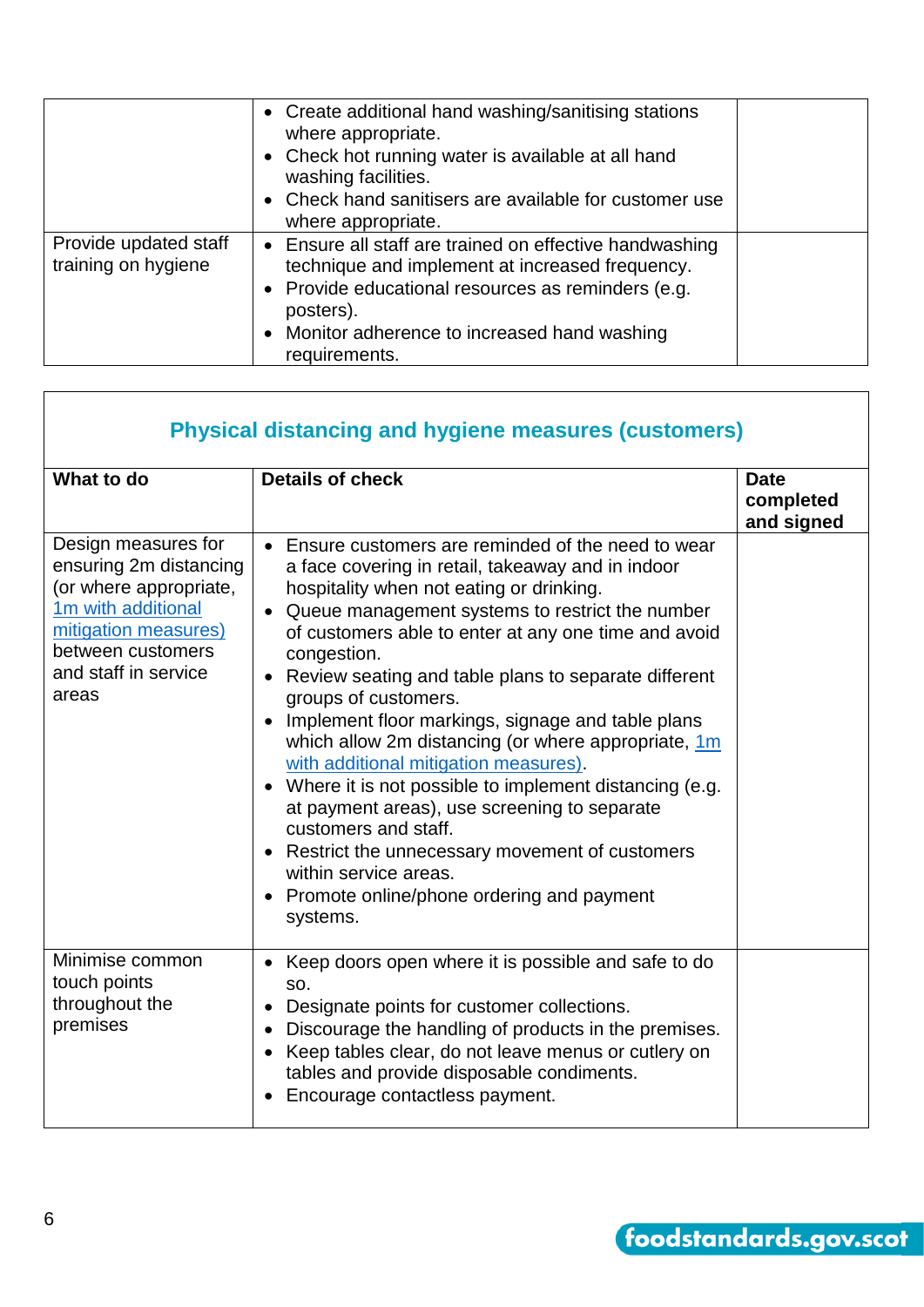| | | |
|---|---|---|
| | • Create additional hand washing/sanitising stations where appropriate.<br>• Check hot running water is available at all hand washing facilities.<br>• Check hand sanitisers are available for customer use where appropriate. | |
| Provide updated staff training on hygiene | • Ensure all staff are trained on effective handwashing technique and implement at increased frequency.<br>• Provide educational resources as reminders (e.g. posters).<br>• Monitor adherence to increased hand washing requirements. | |

## Physical distancing and hygiene measures (customers)

| What to do | Details of check | Date completed and signed |
|---|---|---|
| Design measures for ensuring 2m distancing (or where appropriate, [1m with additional mitigation measures)](#) between customers and staff in service areas | • Ensure customers are reminded of the need to wear a face covering in retail, takeaway and in indoor hospitality when not eating or drinking.<br>• Queue management systems to restrict the number of customers able to enter at any one time and avoid congestion.<br>• Review seating and table plans to separate different groups of customers.<br>• Implement floor markings, signage and table plans which allow 2m distancing (or where appropriate, [1m with additional mitigation measures)](#).<br>• Where it is not possible to implement distancing (e.g. at payment areas), use screening to separate customers and staff.<br>• Restrict the unnecessary movement of customers within service areas.<br>• Promote online/phone ordering and payment systems. | |
| Minimise common touch points throughout the premises | • Keep doors open where it is possible and safe to do so.<br>• Designate points for customer collections.<br>• Discourage the handling of products in the premises.<br>• Keep tables clear, do not leave menus or cutlery on tables and provide disposable condiments.<br>• Encourage contactless payment. | |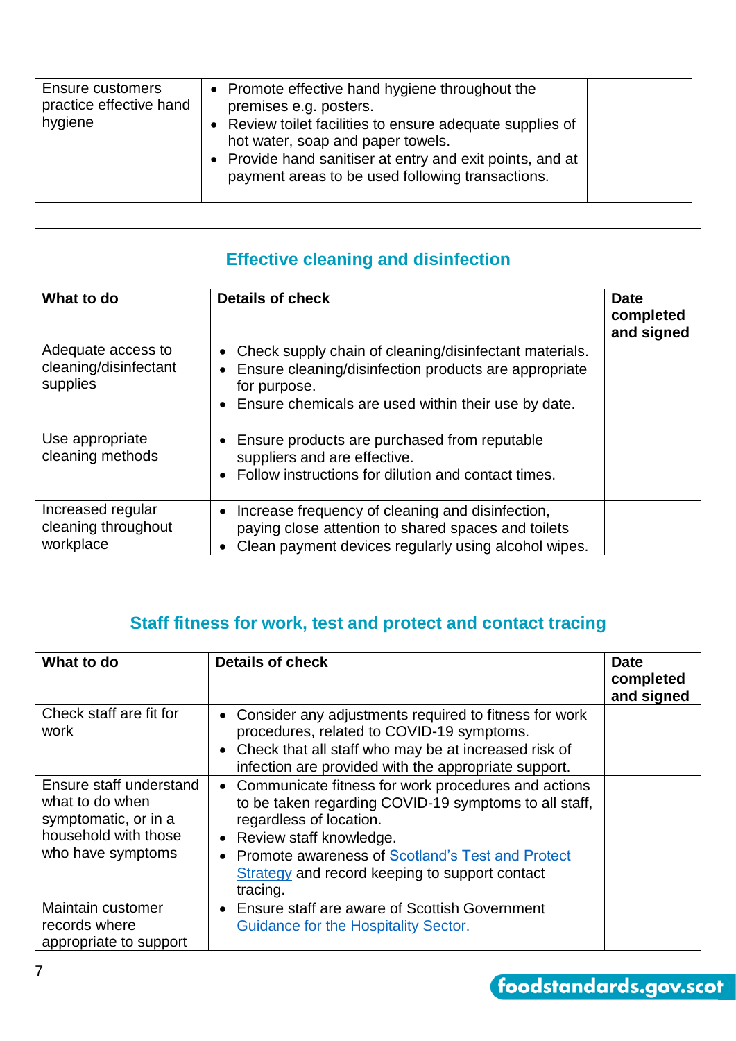| | | |
|---|---|---|
| Ensure customers practice effective hand hygiene | • Promote effective hand hygiene throughout the premises e.g. posters.<br>• Review toilet facilities to ensure adequate supplies of hot water, soap and paper towels.<br>• Provide hand sanitiser at entry and exit points, and at payment areas to be used following transactions. | |

## Effective cleaning and disinfection

| What to do | Details of check | Date completed and signed |
|---|---|---|
| Adequate access to cleaning/disinfectant supplies | • Check supply chain of cleaning/disinfectant materials.<br>• Ensure cleaning/disinfection products are appropriate for purpose.<br>• Ensure chemicals are used within their use by date. | |
| Use appropriate cleaning methods | • Ensure products are purchased from reputable suppliers and are effective.<br>• Follow instructions for dilution and contact times. | |
| Increased regular cleaning throughout workplace | • Increase frequency of cleaning and disinfection, paying close attention to shared spaces and toilets<br>• Clean payment devices regularly using alcohol wipes. | |

## Staff fitness for work, test and protect and contact tracing

| What to do | Details of check | Date completed and signed |
|---|---|---|
| Check staff are fit for work | • Consider any adjustments required to fitness for work procedures, related to COVID-19 symptoms.<br>• Check that all staff who may be at increased risk of infection are provided with the appropriate support. | |
| Ensure staff understand what to do when symptomatic, or in a household with those who have symptoms | • Communicate fitness for work procedures and actions to be taken regarding COVID-19 symptoms to all staff, regardless of location.<br>• Review staff knowledge.<br>• Promote awareness of Scotland's Test and Protect Strategy and record keeping to support contact tracing. | |
| Maintain customer records where appropriate to support | • Ensure staff are aware of Scottish Government Guidance for the Hospitality Sector. | |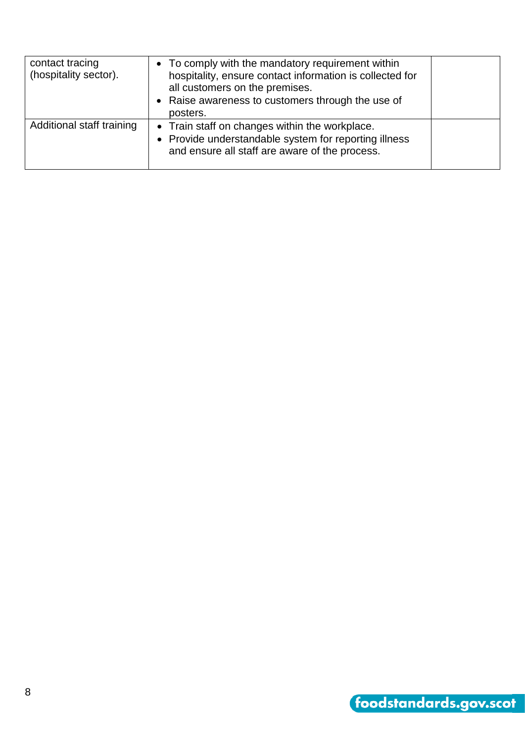| | | |
|---|---|---|
| contact tracing (hospitality sector). | • To comply with the mandatory requirement within hospitality, ensure contact information is collected for all customers on the premises.<br>• Raise awareness to customers through the use of posters. | |
| Additional staff training | • Train staff on changes within the workplace.<br>• Provide understandable system for reporting illness and ensure all staff are aware of the process. | |